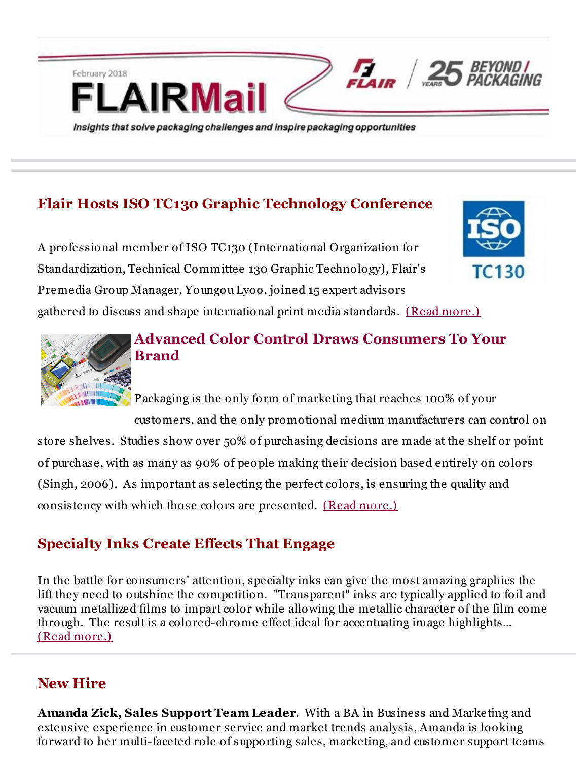February 2018

# FLAIRMail

*Insights that solve packaging challenges and inspire packaging opportunities*

## Flair Hosts ISO TC130 Graphic Technology Conference

A professional member of ISO TC130 (International Organization for Standardization, Technical Committee 130 Graphic Technology), Flair's Premedia Group Manager, Youngou Lyoo, joined 15 expert advisors gathered to discuss and shape international print media standards. (Read more.)

## Advanced Color Control Draws Consumers To Your Brand

Packaging is the only form of marketing that reaches 100% of your customers, and the only promotional medium manufacturers can control on store shelves. Studies show over 50% of purchasing decisions are made at the shelf or point of purchase, with as many as 90% of people making their decision based entirely on colors (Singh, 2006). As important as selecting the perfect colors, is ensuring the quality and consistency with which those colors are presented. (Read more.)

## Specialty Inks Create Effects That Engage

In the battle for consumers' attention, specialty inks can give the most amazing graphics the lift they need to outshine the competition. "Transparent" inks are typically applied to foil and vacuum metallized films to impart color while allowing the metallic character of the film come through. The result is a colored-chrome effect ideal for accentuating image highlights... (Read more.)

## New Hire

**Amanda Zick, Sales Support Team Leader**. With a BA in Business and Marketing and extensive experience in customer service and market trends analysis, Amanda is looking forward to her multi-faceted role of supporting sales, marketing, and customer support teams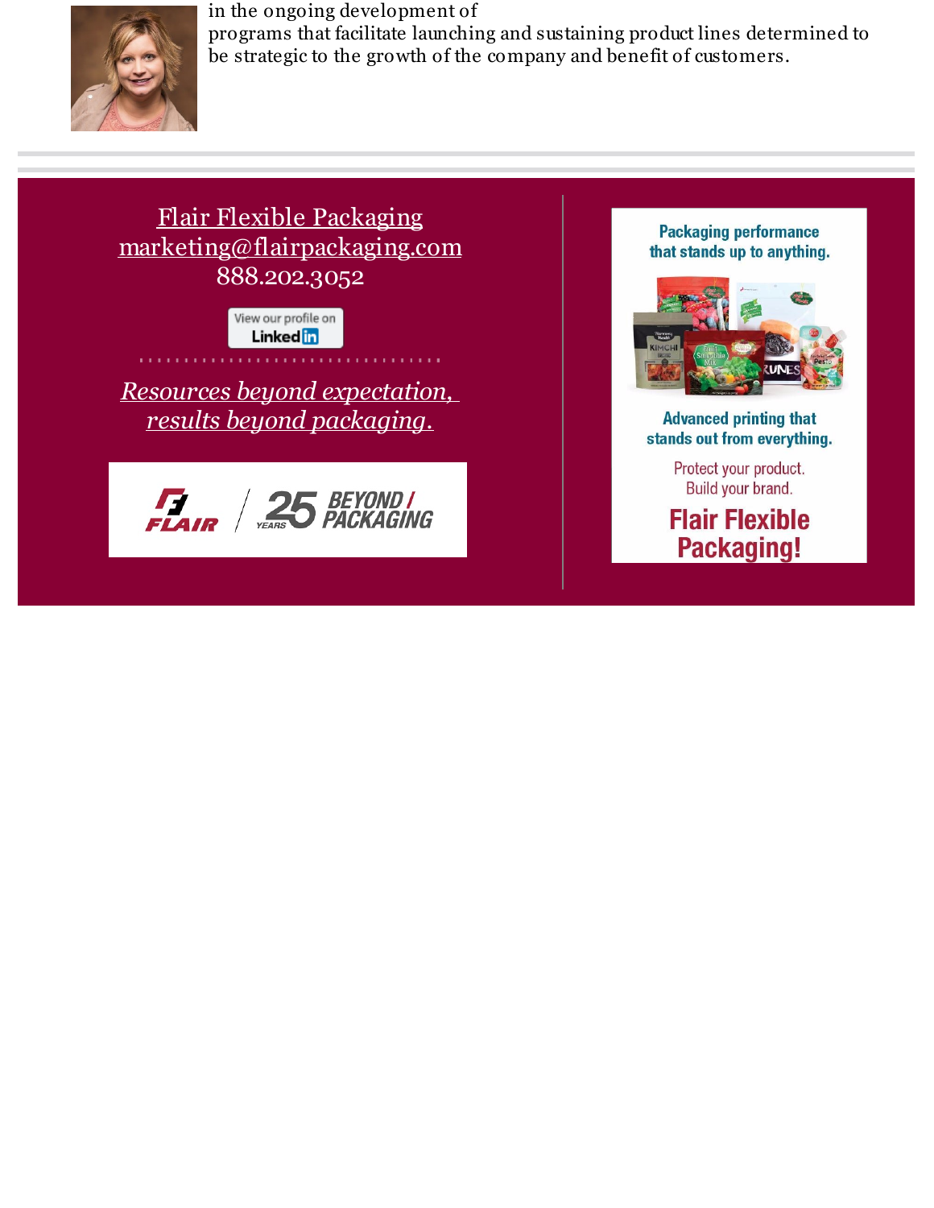in the ongoing development of programs that facilitate launching and sustaining product lines determined to be strategic to the growth of the company and benefit of customers.

---

Flair Flexible Packaging
marketing@flairpackaging.com
888.202.3052

View our profile on LinkedIn

*Resources beyond expectation, results beyond packaging.*

FLAIR / 25 YEARS BEYOND / PACKAGING

Packaging performance that stands up to anything.

Advanced printing that stands out from everything.

Protect your product. Build your brand.

**Flair Flexible Packaging!**